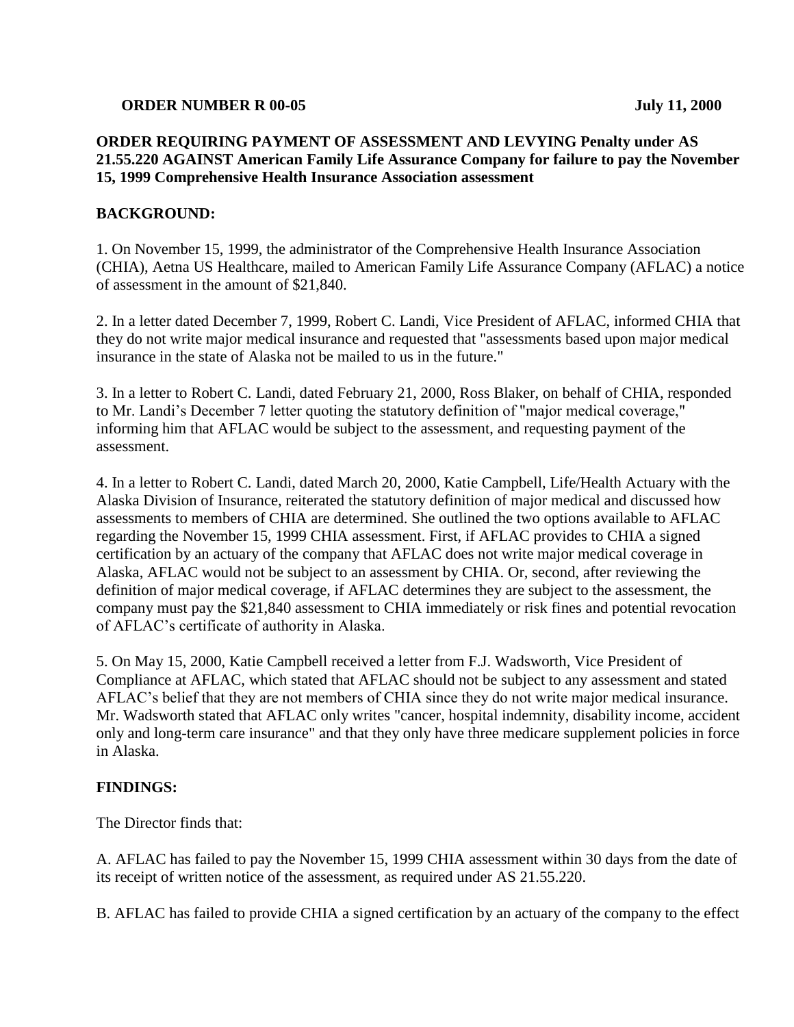**ORDER NUMBER R 00-05** **July 11, 2000**

**ORDER REQUIRING PAYMENT OF ASSESSMENT AND LEVYING Penalty under AS 21.55.220 AGAINST American Family Life Assurance Company for failure to pay the November 15, 1999 Comprehensive Health Insurance Association assessment**

**BACKGROUND:**

1. On November 15, 1999, the administrator of the Comprehensive Health Insurance Association (CHIA), Aetna US Healthcare, mailed to American Family Life Assurance Company (AFLAC) a notice of assessment in the amount of $21,840.

2. In a letter dated December 7, 1999, Robert C. Landi, Vice President of AFLAC, informed CHIA that they do not write major medical insurance and requested that "assessments based upon major medical insurance in the state of Alaska not be mailed to us in the future."

3. In a letter to Robert C. Landi, dated February 21, 2000, Ross Blaker, on behalf of CHIA, responded to Mr. Landi's December 7 letter quoting the statutory definition of "major medical coverage," informing him that AFLAC would be subject to the assessment, and requesting payment of the assessment.

4. In a letter to Robert C. Landi, dated March 20, 2000, Katie Campbell, Life/Health Actuary with the Alaska Division of Insurance, reiterated the statutory definition of major medical and discussed how assessments to members of CHIA are determined. She outlined the two options available to AFLAC regarding the November 15, 1999 CHIA assessment. First, if AFLAC provides to CHIA a signed certification by an actuary of the company that AFLAC does not write major medical coverage in Alaska, AFLAC would not be subject to an assessment by CHIA. Or, second, after reviewing the definition of major medical coverage, if AFLAC determines they are subject to the assessment, the company must pay the $21,840 assessment to CHIA immediately or risk fines and potential revocation of AFLAC's certificate of authority in Alaska.

5. On May 15, 2000, Katie Campbell received a letter from F.J. Wadsworth, Vice President of Compliance at AFLAC, which stated that AFLAC should not be subject to any assessment and stated AFLAC's belief that they are not members of CHIA since they do not write major medical insurance. Mr. Wadsworth stated that AFLAC only writes "cancer, hospital indemnity, disability income, accident only and long-term care insurance" and that they only have three medicare supplement policies in force in Alaska.

**FINDINGS:**

The Director finds that:

A. AFLAC has failed to pay the November 15, 1999 CHIA assessment within 30 days from the date of its receipt of written notice of the assessment, as required under AS 21.55.220.

B. AFLAC has failed to provide CHIA a signed certification by an actuary of the company to the effect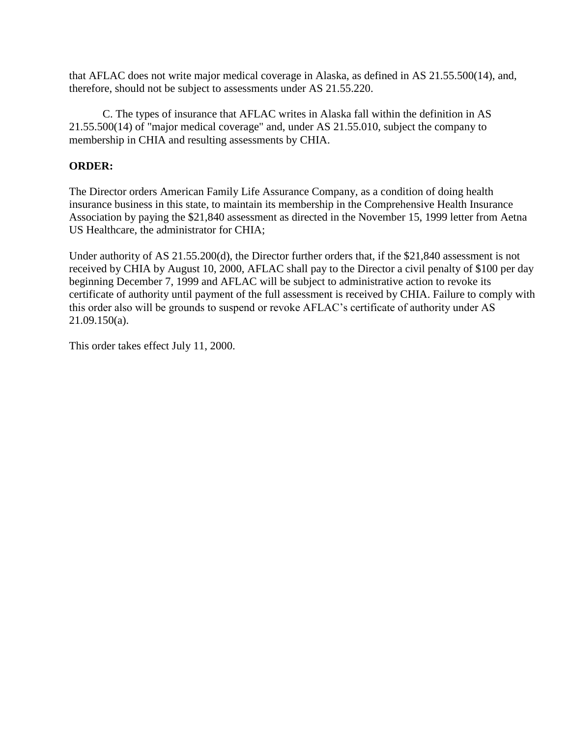that AFLAC does not write major medical coverage in Alaska, as defined in AS 21.55.500(14), and, therefore, should not be subject to assessments under AS 21.55.220.

C. The types of insurance that AFLAC writes in Alaska fall within the definition in AS 21.55.500(14) of "major medical coverage" and, under AS 21.55.010, subject the company to membership in CHIA and resulting assessments by CHIA.

**ORDER:**

The Director orders American Family Life Assurance Company, as a condition of doing health insurance business in this state, to maintain its membership in the Comprehensive Health Insurance Association by paying the $21,840 assessment as directed in the November 15, 1999 letter from Aetna US Healthcare, the administrator for CHIA;

Under authority of AS 21.55.200(d), the Director further orders that, if the $21,840 assessment is not received by CHIA by August 10, 2000, AFLAC shall pay to the Director a civil penalty of $100 per day beginning December 7, 1999 and AFLAC will be subject to administrative action to revoke its certificate of authority until payment of the full assessment is received by CHIA. Failure to comply with this order also will be grounds to suspend or revoke AFLAC's certificate of authority under AS 21.09.150(a).

This order takes effect July 11, 2000.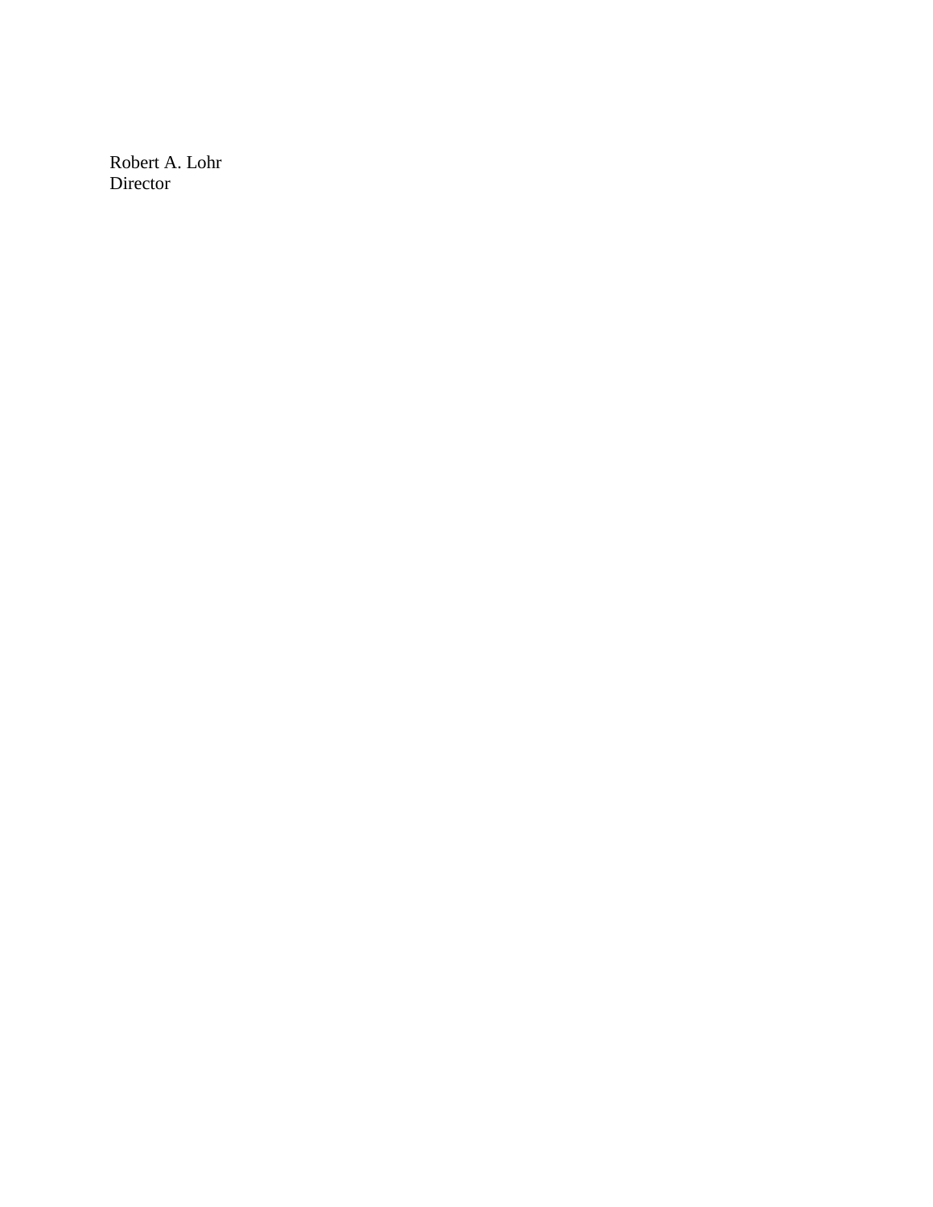Robert A. Lohr
Director